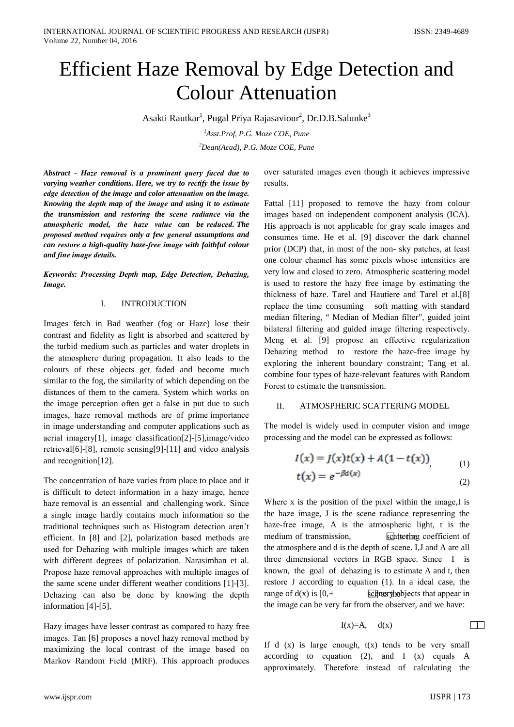# Efficient Haze Removal by Edge Detection and Colour Attenuation

Asakti Rautkar[1], Pugal Priya Rajasaviour[2], Dr.D.B.Salunke[3]

[1]*Asst.Prof, P.G. Moze COE, Pune*

[2]*Dean(Acad), P.G. Moze COE, Pune*

***Abstract** - Haze removal is a prominent query faced due to varying weather conditions. Here, we try to rectify the issue by edge detection of the image and color attenuation on the image. Knowing the depth map of the image and using it to estimate the transmission and restoring the scene radiance via the atmospheric model, the haze value can be reduced. The proposed method requires only a few general assumptions and can restore a high-quality haze-free image with faithful colour and fine image details.*

***Keywords:** Processing Depth map, Edge Detection, Dehazing, Image.*

## I. INTRODUCTION

Images fetch in Bad weather (fog or Haze) lose their contrast and fidelity as light is absorbed and scattered by the turbid medium such as particles and water droplets in the atmosphere during propagation. It also leads to the colours of these objects get faded and become much similar to the fog, the similarity of which depending on the distances of them to the camera. System which works on the image perception often get a false in put due to such images, haze removal methods are of prime importance in image understanding and computer applications such as aerial imagery[1], image classification[2]-[5],image/video retrieval[6]-[8], remote sensing[9]-[11] and video analysis and recognition[12].

The concentration of haze varies from place to place and it is difficult to detect information in a hazy image, hence haze removal is an essential and challenging work. Since a single image hardly contains much information so the traditional techniques such as Histogram detection aren't efficient. In [8] and [2], polarization based methods are used for Dehazing with multiple images which are taken with different degrees of polarization. Narasimhan et al. Propose haze removal approaches with multiple images of the same scene under different weather conditions [1]-[3]. Dehazing can also be done by knowing the depth information [4]-[5].

Hazy images have lesser contrast as compared to hazy free images. Tan [6] proposes a novel hazy removal method by maximizing the local contrast of the image based on Markov Random Field (MRF). This approach produces over saturated images even though it achieves impressive results.

Fattal [11] proposed to remove the hazy from colour images based on independent component analysis (ICA). His approach is not applicable for gray scale images and consumes time. He et al. [9] discover the dark channel prior (DCP) that, in most of the non- sky patches, at least one colour channel has some pixels whose intensities are very low and closed to zero. Atmospheric scattering model is used to restore the hazy free image by estimating the thickness of haze. Tarel and Hautiere and Tarel et al.[8] replace the time consuming soft matting with standard median filtering, " Median of Median filter", guided joint bilateral filtering and guided image filtering respectively. Meng et al. [9] propose an effective regularization Dehazing method to restore the haze-free image by exploring the inherent boundary constraint; Tang et al. combine four types of haze-relevant features with Random Forest to estimate the transmission.

## II. ATMOSPHERIC SCATTERING MODEL

The model is widely used in computer vision and image processing and the model can be expressed as follows:

$$I(x) = J(x)t(x) + A(1 - t(x)), \quad (1)$$

$$t(x) = e^{-\beta d(x)} \quad (2)$$

Where x is the position of the pixel within the image,I is the haze image, J is the scene radiance representing the haze-free image, A is the atmospheric light, t is the medium of transmission, scattering coefficient of the atmosphere and d is the depth of scene. I,J and A are all three dimensional vectors in RGB space. Since I is known, the goal of dehazing is to estimate A and t, then restore J according to equation (1). In a ideal case, the range of d(x) is [0,+ scenery objects that appear in the image can be very far from the observer, and we have:

$$I(x)=A, \quad d(x)$$

If d (x) is large enough, t(x) tends to be very small according to equation (2), and I (x) equals A approximately. Therefore instead of calculating the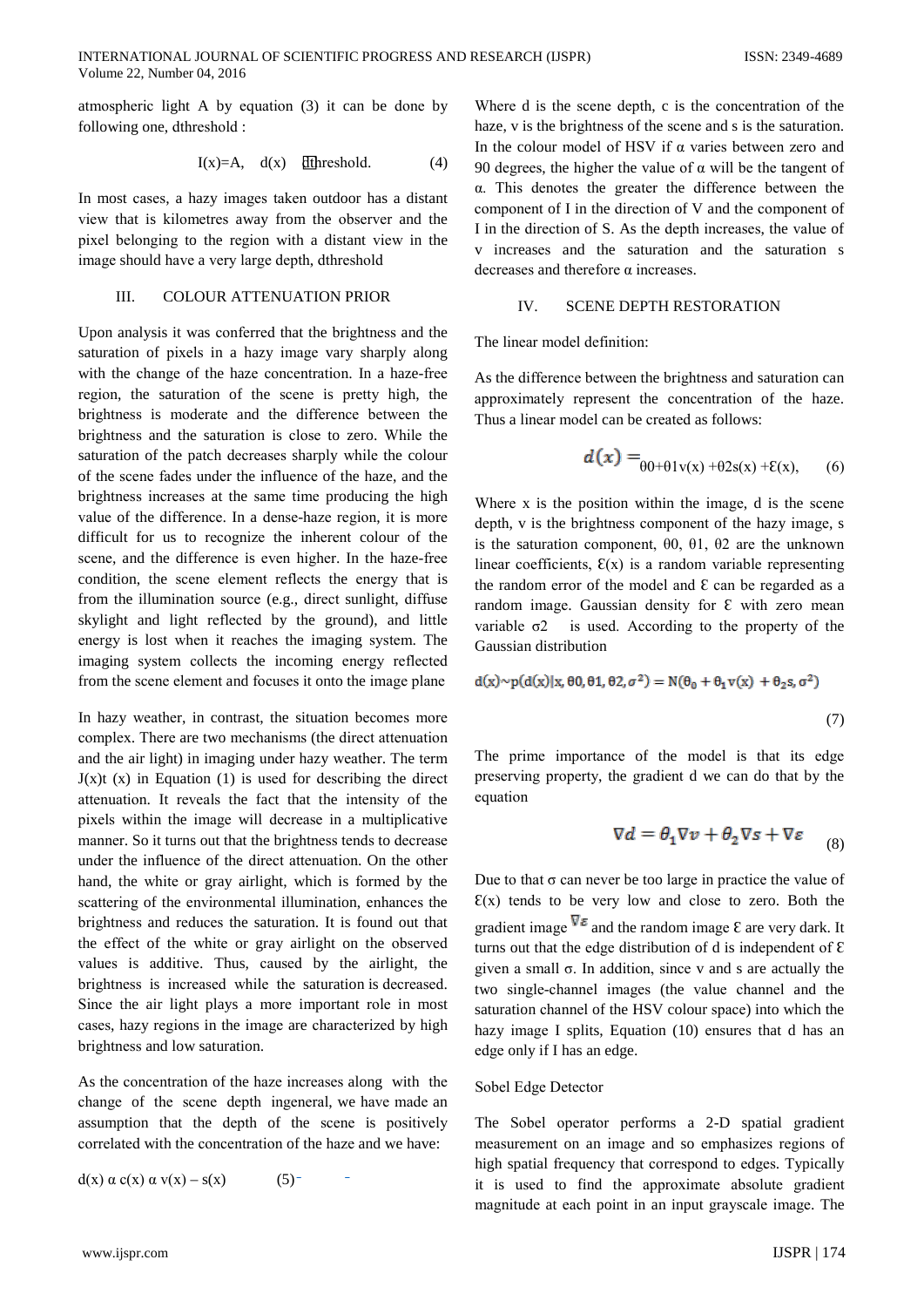atmospheric light A by equation (3) it can be done by following one, dthreshold :

$$I(x)=A, \quad d(x) \geq d\text{threshold}. \quad (4)$$

In most cases, a hazy images taken outdoor has a distant view that is kilometres away from the observer and the pixel belonging to the region with a distant view in the image should have a very large depth, dthreshold

## III. COLOUR ATTENUATION PRIOR

Upon analysis it was conferred that the brightness and the saturation of pixels in a hazy image vary sharply along with the change of the haze concentration. In a haze-free region, the saturation of the scene is pretty high, the brightness is moderate and the difference between the brightness and the saturation is close to zero. While the saturation of the patch decreases sharply while the colour of the scene fades under the influence of the haze, and the brightness increases at the same time producing the high value of the difference. In a dense-haze region, it is more difficult for us to recognize the inherent colour of the scene, and the difference is even higher. In the haze-free condition, the scene element reflects the energy that is from the illumination source (e.g., direct sunlight, diffuse skylight and light reflected by the ground), and little energy is lost when it reaches the imaging system. The imaging system collects the incoming energy reflected from the scene element and focuses it onto the image plane

In hazy weather, in contrast, the situation becomes more complex. There are two mechanisms (the direct attenuation and the air light) in imaging under hazy weather. The term J(x)t (x) in Equation (1) is used for describing the direct attenuation. It reveals the fact that the intensity of the pixels within the image will decrease in a multiplicative manner. So it turns out that the brightness tends to decrease under the influence of the direct attenuation. On the other hand, the white or gray airlight, which is formed by the scattering of the environmental illumination, enhances the brightness and reduces the saturation. It is found out that the effect of the white or gray airlight on the observed values is additive. Thus, caused by the airlight, the brightness is increased while the saturation is decreased. Since the air light plays a more important role in most cases, hazy regions in the image are characterized by high brightness and low saturation.

As the concentration of the haze increases along with the change of the scene depth ingeneral, we have made an assumption that the depth of the scene is positively correlated with the concentration of the haze and we have:

$$d(x) \propto c(x) \propto v(x) - s(x) \quad (5)$$

Where d is the scene depth, c is the concentration of the haze, v is the brightness of the scene and s is the saturation. In the colour model of HSV if α varies between zero and 90 degrees, the higher the value of α will be the tangent of α. This denotes the greater the difference between the component of I in the direction of V and the component of I in the direction of S. As the depth increases, the value of v increases and the saturation and the saturation s decreases and therefore α increases.

## IV. SCENE DEPTH RESTORATION

The linear model definition:

As the difference between the brightness and saturation can approximately represent the concentration of the haze. Thus a linear model can be created as follows:

$$d(x) = \theta_0+\theta_1 v(x) +\theta_2 s(x) +\varepsilon(x), \quad (6)$$

Where x is the position within the image, d is the scene depth, v is the brightness component of the hazy image, s is the saturation component, $\theta_0$, $\theta_1$, $\theta_2$ are the unknown linear coefficients, $\varepsilon(x)$ is a random variable representing the random error of the model and $\varepsilon$ can be regarded as a random image. Gaussian density for $\varepsilon$ with zero mean variable $\sigma^2$ is used. According to the property of the Gaussian distribution

$$d(x) \sim p(d(x)|x, \theta_0, \theta_1, \theta_2, \sigma^2) = N(\theta_0 + \theta_1 v(x) + \theta_2 s, \sigma^2) \quad (7)$$

The prime importance of the model is that its edge preserving property, the gradient d we can do that by the equation

$$\nabla d = \theta_1 \nabla v + \theta_2 \nabla s + \nabla \varepsilon \quad (8)$$

Due to that σ can never be too large in practice the value of $\varepsilon(x)$ tends to be very low and close to zero. Both the gradient image $\nabla\varepsilon$ and the random image $\varepsilon$ are very dark. It turns out that the edge distribution of d is independent of $\varepsilon$ given a small σ. In addition, since v and s are actually the two single-channel images (the value channel and the saturation channel of the HSV colour space) into which the hazy image I splits, Equation (10) ensures that d has an edge only if I has an edge.

Sobel Edge Detector

The Sobel operator performs a 2-D spatial gradient measurement on an image and so emphasizes regions of high spatial frequency that correspond to edges. Typically it is used to find the approximate absolute gradient magnitude at each point in an input grayscale image. The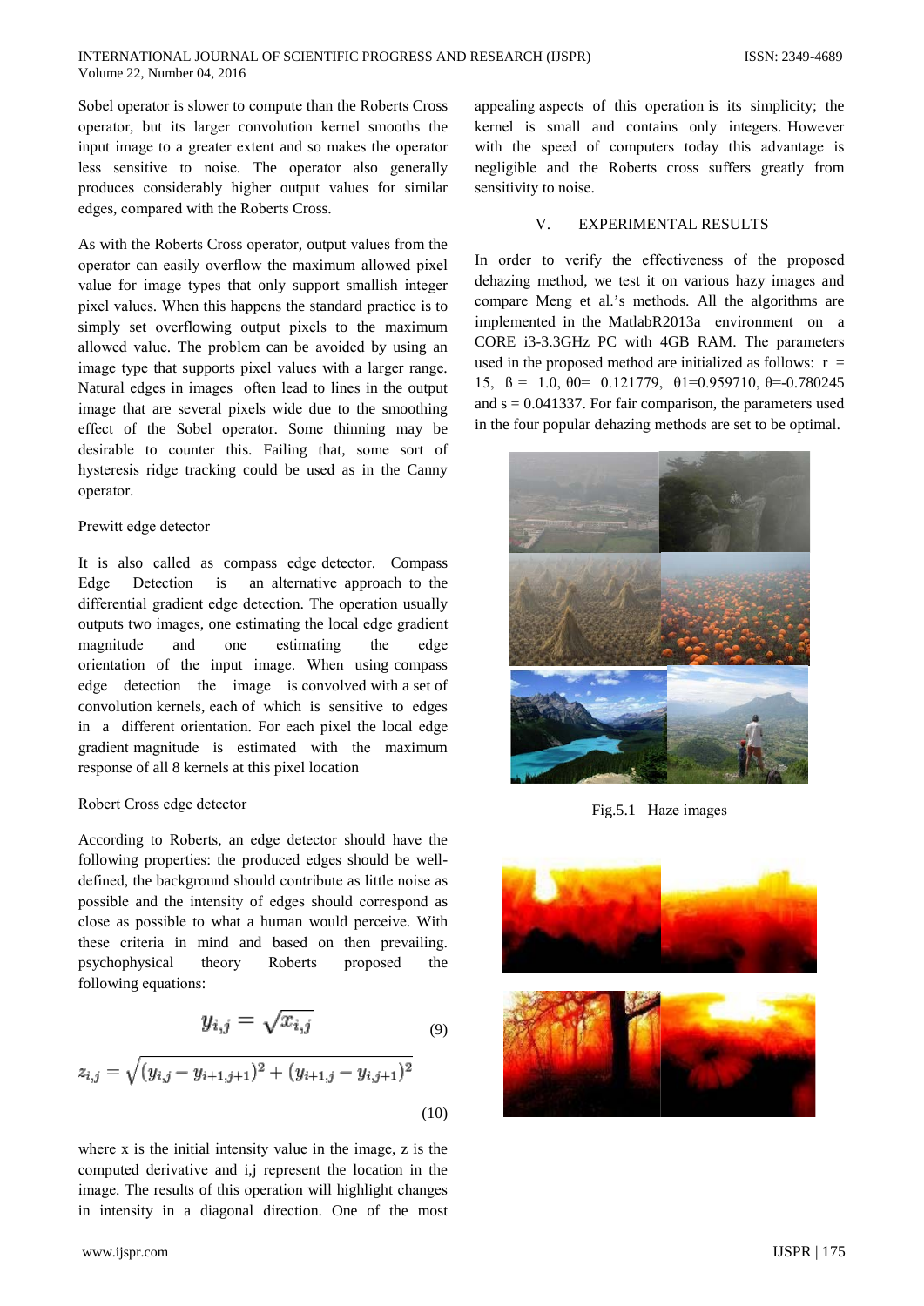Sobel operator is slower to compute than the Roberts Cross operator, but its larger convolution kernel smooths the input image to a greater extent and so makes the operator less sensitive to noise. The operator also generally produces considerably higher output values for similar edges, compared with the Roberts Cross.

As with the Roberts Cross operator, output values from the operator can easily overflow the maximum allowed pixel value for image types that only support smallish integer pixel values. When this happens the standard practice is to simply set overflowing output pixels to the maximum allowed value. The problem can be avoided by using an image type that supports pixel values with a larger range. Natural edges in images often lead to lines in the output image that are several pixels wide due to the smoothing effect of the Sobel operator. Some thinning may be desirable to counter this. Failing that, some sort of hysteresis ridge tracking could be used as in the Canny operator.

Prewitt edge detector

It is also called as compass edge detector. Compass Edge Detection is an alternative approach to the differential gradient edge detection. The operation usually outputs two images, one estimating the local edge gradient magnitude and one estimating the edge orientation of the input image. When using compass edge detection the image is convolved with a set of convolution kernels, each of which is sensitive to edges in a different orientation. For each pixel the local edge gradient magnitude is estimated with the maximum response of all 8 kernels at this pixel location

Robert Cross edge detector

According to Roberts, an edge detector should have the following properties: the produced edges should be well-defined, the background should contribute as little noise as possible and the intensity of edges should correspond as close as possible to what a human would perceive. With these criteria in mind and based on then prevailing. psychophysical theory Roberts proposed the following equations:

$$y_{i,j} = \sqrt{x_{i,j}} \tag{9}$$

$$z_{i,j} = \sqrt{(y_{i,j} - y_{i+1,j+1})^2 + (y_{i+1,j} - y_{i,j+1})^2} \tag{10}$$

where x is the initial intensity value in the image, z is the computed derivative and i,j represent the location in the image. The results of this operation will highlight changes in intensity in a diagonal direction. One of the most appealing aspects of this operation is its simplicity; the kernel is small and contains only integers. However with the speed of computers today this advantage is negligible and the Roberts cross suffers greatly from sensitivity to noise.

## V. EXPERIMENTAL RESULTS

In order to verify the effectiveness of the proposed dehazing method, we test it on various hazy images and compare Meng et al.'s methods. All the algorithms are implemented in the MatlabR2013a environment on a CORE i3-3.3GHz PC with 4GB RAM. The parameters used in the proposed method are initialized as follows: r = 15, ß = 1.0, θ0= 0.121779, θ1=0.959710, θ=-0.780245 and s = 0.041337. For fair comparison, the parameters used in the four popular dehazing methods are set to be optimal.

Fig.5.1 Haze images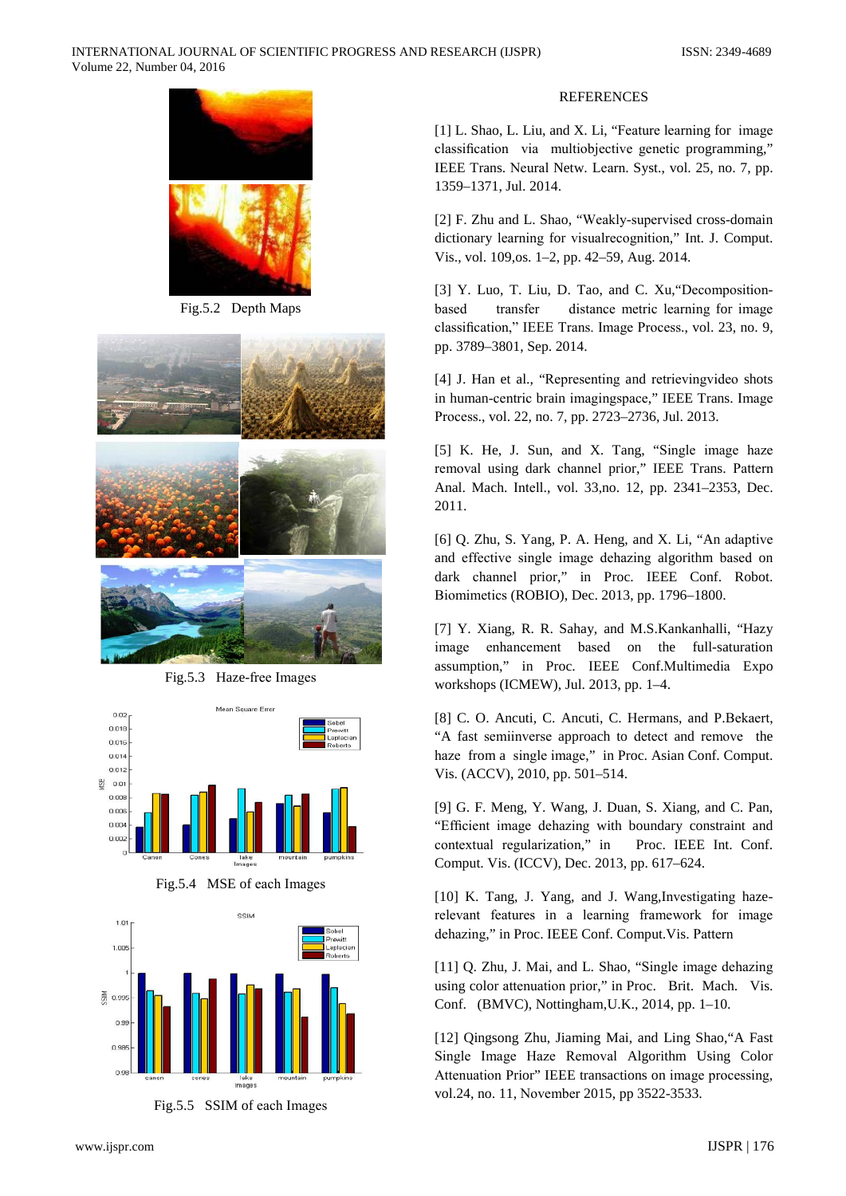Fig.5.2 Depth Maps

Fig.5.3 Haze-free Images

Mean Square Error

Sobel
Prewitt
Laplacian
Roberts

MSE

0.02
0.018
0.016
0.014
0.012
0.01
0.008
0.006
0.004
0.002
0

Canon
Cones
lake
Images
mountain
pumpkins

Fig.5.4 MSE of each Images

SSIM

Sobel
Prewitt
Laplacian
Roberts

SSIM

1.01
1.005
1
0.995
0.99
0.985
0.98

canon
cones
lake
images
mountain
pumpkins

Fig.5.5 SSIM of each Images

REFERENCES

[1] L. Shao, L. Liu, and X. Li, "Feature learning for image classification via multiobjective genetic programming," IEEE Trans. Neural Netw. Learn. Syst., vol. 25, no. 7, pp. 1359–1371, Jul. 2014.

[2] F. Zhu and L. Shao, "Weakly-supervised cross-domain dictionary learning for visualrecognition," Int. J. Comput. Vis., vol. 109,os. 1–2, pp. 42–59, Aug. 2014.

[3] Y. Luo, T. Liu, D. Tao, and C. Xu,"Decomposition-based transfer distance metric learning for image classification," IEEE Trans. Image Process., vol. 23, no. 9, pp. 3789–3801, Sep. 2014.

[4] J. Han et al., "Representing and retrievingvideo shots in human-centric brain imagingspace," IEEE Trans. Image Process., vol. 22, no. 7, pp. 2723–2736, Jul. 2013.

[5] K. He, J. Sun, and X. Tang, "Single image haze removal using dark channel prior," IEEE Trans. Pattern Anal. Mach. Intell., vol. 33,no. 12, pp. 2341–2353, Dec. 2011.

[6] Q. Zhu, S. Yang, P. A. Heng, and X. Li, "An adaptive and effective single image dehazing algorithm based on dark channel prior," in Proc. IEEE Conf. Robot. Biomimetics (ROBIO), Dec. 2013, pp. 1796–1800.

[7] Y. Xiang, R. R. Sahay, and M.S.Kankanhalli, "Hazy image enhancement based on the full-saturation assumption," in Proc. IEEE Conf.Multimedia Expo workshops (ICMEW), Jul. 2013, pp. 1–4.

[8] C. O. Ancuti, C. Ancuti, C. Hermans, and P.Bekaert, "A fast semiinverse approach to detect and remove the haze from a single image," in Proc. Asian Conf. Comput. Vis. (ACCV), 2010, pp. 501–514.

[9] G. F. Meng, Y. Wang, J. Duan, S. Xiang, and C. Pan, "Efficient image dehazing with boundary constraint and contextual regularization," in Proc. IEEE Int. Conf. Comput. Vis. (ICCV), Dec. 2013, pp. 617–624.

[10] K. Tang, J. Yang, and J. Wang,Investigating haze-relevant features in a learning framework for image dehazing," in Proc. IEEE Conf. Comput.Vis. Pattern

[11] Q. Zhu, J. Mai, and L. Shao, "Single image dehazing using color attenuation prior," in Proc. Brit. Mach. Vis. Conf. (BMVC), Nottingham,U.K., 2014, pp. 1–10.

[12] Qingsong Zhu, Jiaming Mai, and Ling Shao,"A Fast Single Image Haze Removal Algorithm Using Color Attenuation Prior" IEEE transactions on image processing, vol.24, no. 11, November 2015, pp 3522-3533.